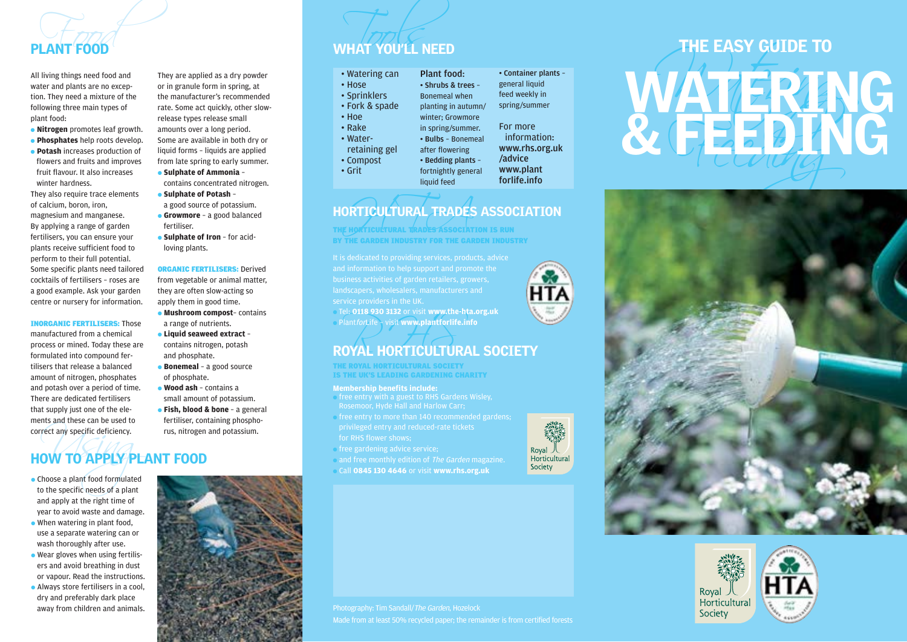## PLANT FOOD

All living things need food and water and plants are no exception. They need a mixture of the following three main types of plant food:

- **Nitrogen** promotes leaf growth.
- **Phosphates** help roots develop.
- **Potash** increases production of flowers and fruits and improves fruit flavour. It also increases winter hardness.

They also require trace elements of calcium, boron, iron, magnesium and manganese. By applying a range of garden fertilisers, you can ensure your plants receive sufficient food to perform to their full potential. Some specific plants need tailored cocktails of fertilisers – roses are a good example. Ask your garden centre or nursery for information.

**INORGANIC FERTILISERS:** Those manufactured from a chemical process or mined. Today these are formulated into compound fertilisers that release a balanced amount of nitrogen, phosphates and potash over a period of time. There are dedicated fertilisers that supply just one of the elements and these can be used to correct any specific deficiency.

They are applied as a dry powder or in granule form in spring, at the manufacturer's recommended rate. Some act quickly, other slow-release types release small amounts over a long period. Some are available in both dry or liquid forms – liquids are applied from late spring to early summer.

- **Sulphate of Ammonia** – contains concentrated nitrogen.
- **Sulphate of Potash** – a good source of potassium.
- **Growmore** – a good balanced fertiliser.
- **Sulphate of Iron** – for acid-loving plants.

**ORGANIC FERTILISERS:** Derived from vegetable or animal matter, they are often slow-acting so apply them in good time.

- **Mushroom compost**– contains a range of nutrients.
- **Liquid seaweed extract** – contains nitrogen, potash and phosphate.
- **Bonemeal** – a good source of phosphate.
- **Wood ash** – contains a small amount of potassium.
- **Fish, blood & bone** – a general fertiliser, containing phosphorus, nitrogen and potassium.

## HOW TO APPLY PLANT FOOD

- Choose a plant food formulated to the specific needs of a plant and apply at the right time of year to avoid waste and damage.
- When watering in plant food, use a separate watering can or wash thoroughly after use.
- Wear gloves when using fertilisers and avoid breathing in dust or vapour. Read the instructions.
- Always store fertilisers in a cool, dry and preferably dark place away from children and animals.

## WHAT YOU'LL NEED

- Watering can
- Hose
- Sprinklers
- Fork & spade
- Hoe
- Rake
- Water-retaining gel
- Compost
- Grit

**Plant food:**

- **Shrubs & trees** – Bonemeal when planting in autumn/winter; Growmore in spring/summer.
- **Bulbs** – Bonemeal after flowering
- **Bedding plants** – fortnightly general liquid feed
- **Container plants** – general liquid feed weekly in spring/summer

For more information: **www.rhs.org.uk/advice** **www.plantforlife.info**

## HORTICULTURAL TRADES ASSOCIATION

**THE HORTICULTURAL TRADES ASSOCIATION IS RUN BY THE GARDEN INDUSTRY FOR THE GARDEN INDUSTRY**

It is dedicated to providing services, products, advice and information to help support and promote the business activities of garden retailers, growers, landscapers, wholesalers, manufacturers and service providers in the UK.

- Tel: **0118 930 3132** or visit **www.the-hta.org.uk**
- Plant*for*Life – visit **www.plantforlife.info**

## ROYAL HORTICULTURAL SOCIETY

**THE ROYAL HORTICULTURAL SOCIETY IS THE UK'S LEADING GARDENING CHARITY**

**Membership benefits include:**

- free entry with a guest to RHS Gardens Wisley, Rosemoor, Hyde Hall and Harlow Carr;
- free entry to more than 140 recommended gardens; privileged entry and reduced-rate tickets for RHS flower shows;
- free gardening advice service;
- and free monthly edition of *The Garden* magazine.
- Call **0845 130 4646** or visit **www.rhs.org.uk**

Photography: Tim Sandall/*The Garden*, Hozelock

Made from at least 50% recycled paper; the remainder is from certified forests

# THE EASY GUIDE TO WATERING & FEEDING

Royal Horticultural Society

HTA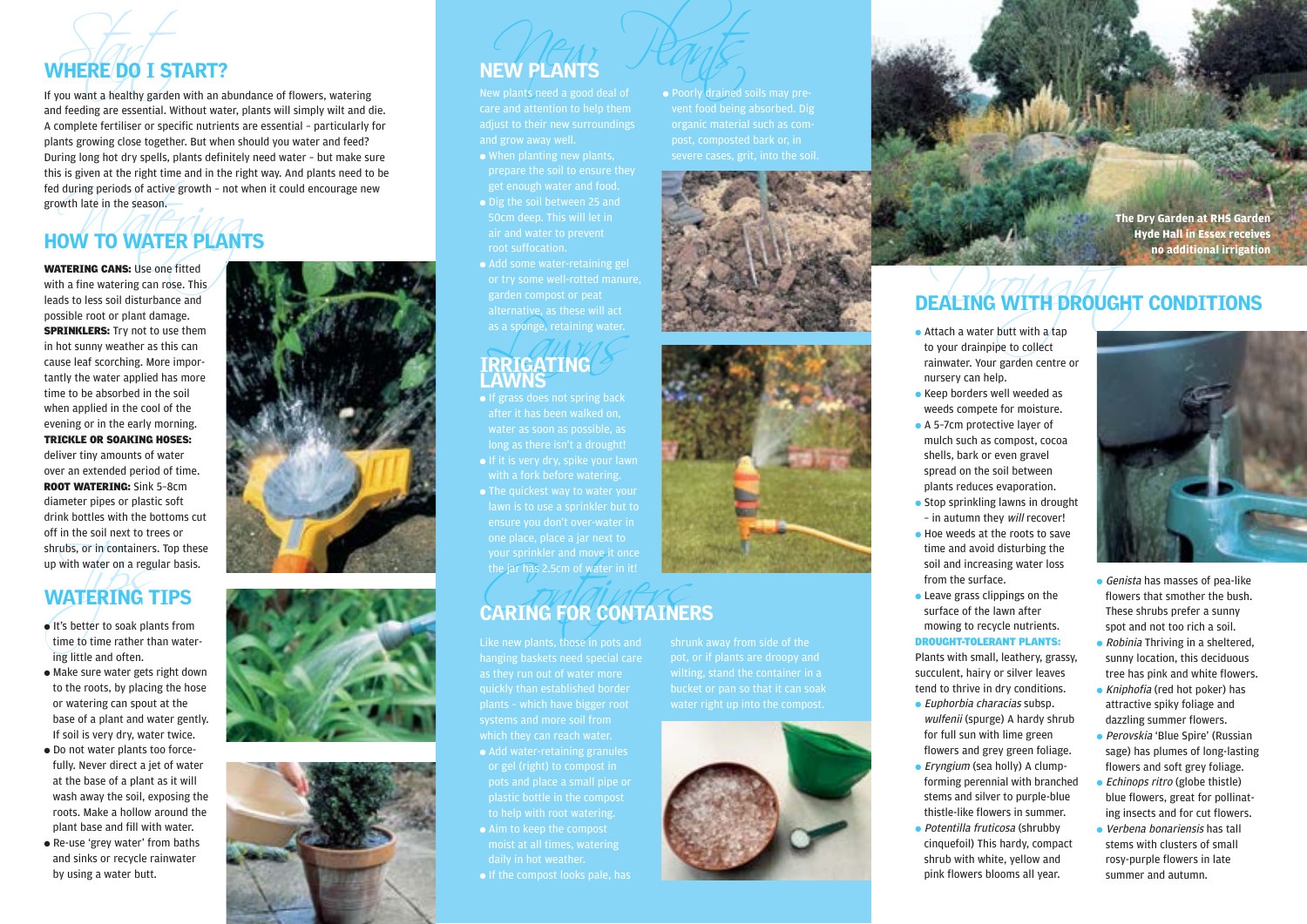## WHERE DO I START?

If you want a healthy garden with an abundance of flowers, watering and feeding are essential. Without water, plants will simply wilt and die. A complete fertiliser or specific nutrients are essential – particularly for plants growing close together. But when should you water and feed? During long hot dry spells, plants definitely need water – but make sure this is given at the right time and in the right way. And plants need to be fed during periods of active growth – not when it could encourage new growth late in the season.

## HOW TO WATER PLANTS

**WATERING CANS:** Use one fitted with a fine watering can rose. This leads to less soil disturbance and possible root or plant damage.

**SPRINKLERS:** Try not to use them in hot sunny weather as this can cause leaf scorching. More importantly the water applied has more time to be absorbed in the soil when applied in the cool of the evening or in the early morning.

**TRICKLE OR SOAKING HOSES:** deliver tiny amounts of water over an extended period of time.

**ROOT WATERING:** Sink 5–8cm diameter pipes or plastic soft drink bottles with the bottoms cut off in the soil next to trees or shrubs, or in containers. Top these up with water on a regular basis.

## WATERING TIPS

- It's better to soak plants from time to time rather than watering little and often.
- Make sure water gets right down to the roots, by placing the hose or watering can spout at the base of a plant and water gently. If soil is very dry, water twice.
- Do not water plants too forcefully. Never direct a jet of water at the base of a plant as it will wash away the soil, exposing the roots. Make a hollow around the plant base and fill with water.
- Re-use 'grey water' from baths and sinks or recycle rainwater by using a water butt.

## NEW PLANTS

New plants need a good deal of care and attention to help them adjust to their new surroundings and grow away well.

- When planting new plants, prepare the soil to ensure they get enough water and food.
- Dig the soil between 25 and 50cm deep. This will let in air and water to prevent root suffocation.
- Add some water-retaining gel or try some well-rotted manure, garden compost or peat alternative, as these will act as a sponge, retaining water.
- Poorly drained soils may prevent food being absorbed. Dig organic material such as compost, composted bark or, in severe cases, grit, into the soil.

## IRRIGATING LAWNS

- If grass does not spring back after it has been walked on, water as soon as possible, as long as there isn't a drought!
- If it is very dry, spike your lawn with a fork before watering.
- The quickest way to water your lawn is to use a sprinkler but to ensure you don't over-water in one place, place a jar next to your sprinkler and move it once the jar has 2.5cm of water in it!

## CARING FOR CONTAINERS

Like new plants, those in pots and hanging baskets need special care as they run out of water more quickly than established border plants – which have bigger root systems and more soil from which they can reach water.

- Add water-retaining granules or gel (right) to compost in pots and place a small pipe or plastic bottle in the compost to help with root watering.
- Aim to keep the compost moist at all times, watering daily in hot weather.
- If the compost looks pale, has shrunk away from side of the pot, or if plants are droopy and wilting, stand the container in a bucket or pan so that it can soak water right up into the compost.

The Dry Garden at RHS Garden Hyde Hall in Essex receives no additional irrigation

## DEALING WITH DROUGHT CONDITIONS

- Attach a water butt with a tap to your drainpipe to collect rainwater. Your garden centre or nursery can help.
- Keep borders well weeded as weeds compete for moisture.
- A 5-7cm protective layer of mulch such as compost, cocoa shells, bark or even gravel spread on the soil between plants reduces evaporation.
- Stop sprinkling lawns in drought – in autumn they *will* recover!
- Hoe weeds at the roots to save time and avoid disturbing the soil and increasing water loss from the surface.
- Leave grass clippings on the surface of the lawn after mowing to recycle nutrients.

**DROUGHT-TOLERANT PLANTS:**
Plants with small, leathery, grassy, succulent, hairy or silver leaves tend to thrive in dry conditions.

- *Euphorbia characias* subsp. *wulfenii* (spurge) A hardy shrub for full sun with lime green flowers and grey green foliage.
- *Eryngium* (sea holly) A clump-forming perennial with branched stems and silver to purple-blue thistle-like flowers in summer.
- *Potentilla fruticosa* (shrubby cinquefoil) This hardy, compact shrub with white, yellow and pink flowers blooms all year.
- *Genista* has masses of pea-like flowers that smother the bush. These shrubs prefer a sunny spot and not too rich a soil.
- *Robinia* Thriving in a sheltered, sunny location, this deciduous tree has pink and white flowers.
- *Kniphofia* (red hot poker) has attractive spiky foliage and dazzling summer flowers.
- *Perovskia* 'Blue Spire' (Russian sage) has plumes of long-lasting flowers and soft grey foliage.
- *Echinops ritro* (globe thistle) blue flowers, great for pollinating insects and for cut flowers.
- *Verbena bonariensis* has tall stems with clusters of small rosy-purple flowers in late summer and autumn.